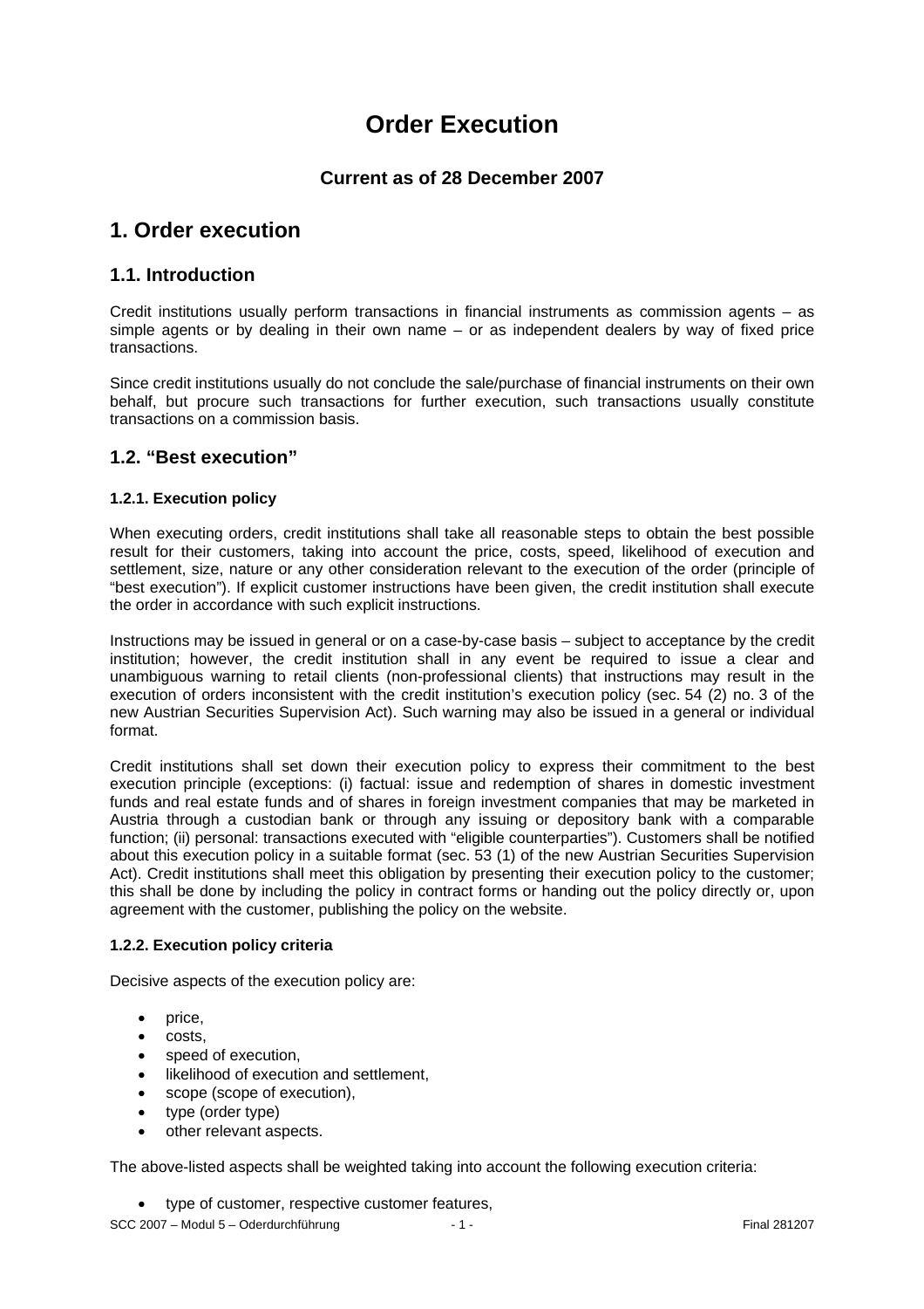# Order Execution

**Current as of 28 December 2007**

## 1. Order execution

### 1.1. Introduction

Credit institutions usually perform transactions in financial instruments as commission agents – as simple agents or by dealing in their own name – or as independent dealers by way of fixed price transactions.

Since credit institutions usually do not conclude the sale/purchase of financial instruments on their own behalf, but procure such transactions for further execution, such transactions usually constitute transactions on a commission basis.

### 1.2. "Best execution"

#### 1.2.1. Execution policy

When executing orders, credit institutions shall take all reasonable steps to obtain the best possible result for their customers, taking into account the price, costs, speed, likelihood of execution and settlement, size, nature or any other consideration relevant to the execution of the order (principle of "best execution"). If explicit customer instructions have been given, the credit institution shall execute the order in accordance with such explicit instructions.

Instructions may be issued in general or on a case-by-case basis – subject to acceptance by the credit institution; however, the credit institution shall in any event be required to issue a clear and unambiguous warning to retail clients (non-professional clients) that instructions may result in the execution of orders inconsistent with the credit institution's execution policy (sec. 54 (2) no. 3 of the new Austrian Securities Supervision Act). Such warning may also be issued in a general or individual format.

Credit institutions shall set down their execution policy to express their commitment to the best execution principle (exceptions: (i) factual: issue and redemption of shares in domestic investment funds and real estate funds and of shares in foreign investment companies that may be marketed in Austria through a custodian bank or through any issuing or depository bank with a comparable function; (ii) personal: transactions executed with "eligible counterparties"). Customers shall be notified about this execution policy in a suitable format (sec. 53 (1) of the new Austrian Securities Supervision Act). Credit institutions shall meet this obligation by presenting their execution policy to the customer; this shall be done by including the policy in contract forms or handing out the policy directly or, upon agreement with the customer, publishing the policy on the website.

#### 1.2.2. Execution policy criteria

Decisive aspects of the execution policy are:

- price,
- costs,
- speed of execution,
- likelihood of execution and settlement,
- scope (scope of execution),
- type (order type)
- other relevant aspects.

The above-listed aspects shall be weighted taking into account the following execution criteria:

- type of customer, respective customer features,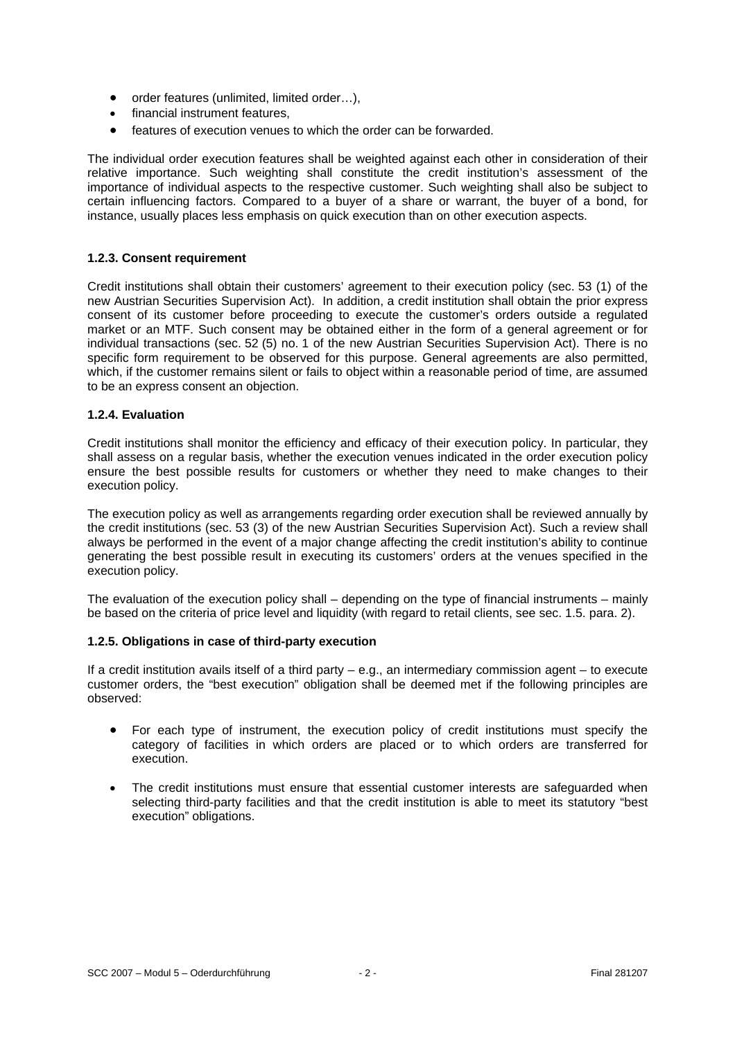- order features (unlimited, limited order…),
- financial instrument features,
- features of execution venues to which the order can be forwarded.

The individual order execution features shall be weighted against each other in consideration of their relative importance. Such weighting shall constitute the credit institution's assessment of the importance of individual aspects to the respective customer. Such weighting shall also be subject to certain influencing factors. Compared to a buyer of a share or warrant, the buyer of a bond, for instance, usually places less emphasis on quick execution than on other execution aspects.

#### 1.2.3. Consent requirement

Credit institutions shall obtain their customers' agreement to their execution policy (sec. 53 (1) of the new Austrian Securities Supervision Act). In addition, a credit institution shall obtain the prior express consent of its customer before proceeding to execute the customer's orders outside a regulated market or an MTF. Such consent may be obtained either in the form of a general agreement or for individual transactions (sec. 52 (5) no. 1 of the new Austrian Securities Supervision Act). There is no specific form requirement to be observed for this purpose. General agreements are also permitted, which, if the customer remains silent or fails to object within a reasonable period of time, are assumed to be an express consent an objection.

#### 1.2.4. Evaluation

Credit institutions shall monitor the efficiency and efficacy of their execution policy. In particular, they shall assess on a regular basis, whether the execution venues indicated in the order execution policy ensure the best possible results for customers or whether they need to make changes to their execution policy.

The execution policy as well as arrangements regarding order execution shall be reviewed annually by the credit institutions (sec. 53 (3) of the new Austrian Securities Supervision Act). Such a review shall always be performed in the event of a major change affecting the credit institution's ability to continue generating the best possible result in executing its customers' orders at the venues specified in the execution policy.

The evaluation of the execution policy shall – depending on the type of financial instruments – mainly be based on the criteria of price level and liquidity (with regard to retail clients, see sec. 1.5. para. 2).

#### 1.2.5. Obligations in case of third-party execution

If a credit institution avails itself of a third party – e.g., an intermediary commission agent – to execute customer orders, the "best execution" obligation shall be deemed met if the following principles are observed:

- For each type of instrument, the execution policy of credit institutions must specify the category of facilities in which orders are placed or to which orders are transferred for execution.

- The credit institutions must ensure that essential customer interests are safeguarded when selecting third-party facilities and that the credit institution is able to meet its statutory "best execution" obligations.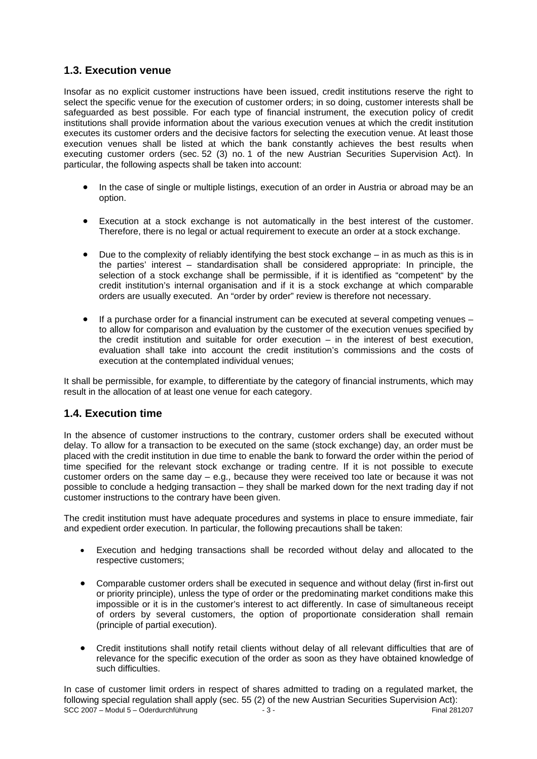## 1.3. Execution venue

Insofar as no explicit customer instructions have been issued, credit institutions reserve the right to select the specific venue for the execution of customer orders; in so doing, customer interests shall be safeguarded as best possible. For each type of financial instrument, the execution policy of credit institutions shall provide information about the various execution venues at which the credit institution executes its customer orders and the decisive factors for selecting the execution venue. At least those execution venues shall be listed at which the bank constantly achieves the best results when executing customer orders (sec. 52 (3) no. 1 of the new Austrian Securities Supervision Act). In particular, the following aspects shall be taken into account:

- In the case of single or multiple listings, execution of an order in Austria or abroad may be an option.
- Execution at a stock exchange is not automatically in the best interest of the customer. Therefore, there is no legal or actual requirement to execute an order at a stock exchange.
- Due to the complexity of reliably identifying the best stock exchange – in as much as this is in the parties' interest – standardisation shall be considered appropriate: In principle, the selection of a stock exchange shall be permissible, if it is identified as "competent" by the credit institution's internal organisation and if it is a stock exchange at which comparable orders are usually executed. An "order by order" review is therefore not necessary.
- If a purchase order for a financial instrument can be executed at several competing venues – to allow for comparison and evaluation by the customer of the execution venues specified by the credit institution and suitable for order execution – in the interest of best execution, evaluation shall take into account the credit institution's commissions and the costs of execution at the contemplated individual venues;

It shall be permissible, for example, to differentiate by the category of financial instruments, which may result in the allocation of at least one venue for each category.

## 1.4. Execution time

In the absence of customer instructions to the contrary, customer orders shall be executed without delay. To allow for a transaction to be executed on the same (stock exchange) day, an order must be placed with the credit institution in due time to enable the bank to forward the order within the period of time specified for the relevant stock exchange or trading centre. If it is not possible to execute customer orders on the same day – e.g., because they were received too late or because it was not possible to conclude a hedging transaction – they shall be marked down for the next trading day if not customer instructions to the contrary have been given.

The credit institution must have adequate procedures and systems in place to ensure immediate, fair and expedient order execution. In particular, the following precautions shall be taken:

- Execution and hedging transactions shall be recorded without delay and allocated to the respective customers;
- Comparable customer orders shall be executed in sequence and without delay (first in-first out or priority principle), unless the type of order or the predominating market conditions make this impossible or it is in the customer's interest to act differently. In case of simultaneous receipt of orders by several customers, the option of proportionate consideration shall remain (principle of partial execution).
- Credit institutions shall notify retail clients without delay of all relevant difficulties that are of relevance for the specific execution of the order as soon as they have obtained knowledge of such difficulties.

In case of customer limit orders in respect of shares admitted to trading on a regulated market, the following special regulation shall apply (sec. 55 (2) of the new Austrian Securities Supervision Act):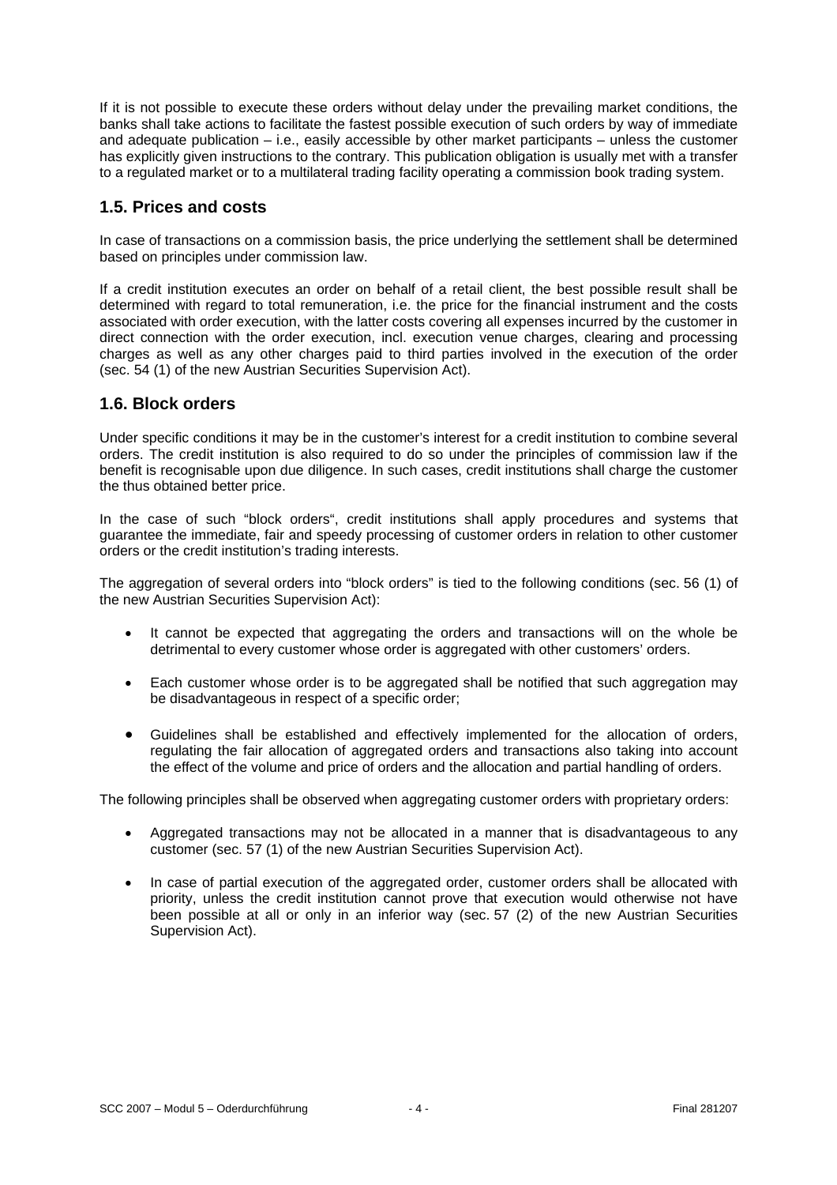If it is not possible to execute these orders without delay under the prevailing market conditions, the banks shall take actions to facilitate the fastest possible execution of such orders by way of immediate and adequate publication – i.e., easily accessible by other market participants – unless the customer has explicitly given instructions to the contrary. This publication obligation is usually met with a transfer to a regulated market or to a multilateral trading facility operating a commission book trading system.

## 1.5. Prices and costs

In case of transactions on a commission basis, the price underlying the settlement shall be determined based on principles under commission law.

If a credit institution executes an order on behalf of a retail client, the best possible result shall be determined with regard to total remuneration, i.e. the price for the financial instrument and the costs associated with order execution, with the latter costs covering all expenses incurred by the customer in direct connection with the order execution, incl. execution venue charges, clearing and processing charges as well as any other charges paid to third parties involved in the execution of the order (sec. 54 (1) of the new Austrian Securities Supervision Act).

## 1.6. Block orders

Under specific conditions it may be in the customer's interest for a credit institution to combine several orders. The credit institution is also required to do so under the principles of commission law if the benefit is recognisable upon due diligence. In such cases, credit institutions shall charge the customer the thus obtained better price.

In the case of such "block orders", credit institutions shall apply procedures and systems that guarantee the immediate, fair and speedy processing of customer orders in relation to other customer orders or the credit institution's trading interests.

The aggregation of several orders into "block orders" is tied to the following conditions (sec. 56 (1) of the new Austrian Securities Supervision Act):

- It cannot be expected that aggregating the orders and transactions will on the whole be detrimental to every customer whose order is aggregated with other customers' orders.
- Each customer whose order is to be aggregated shall be notified that such aggregation may be disadvantageous in respect of a specific order;
- Guidelines shall be established and effectively implemented for the allocation of orders, regulating the fair allocation of aggregated orders and transactions also taking into account the effect of the volume and price of orders and the allocation and partial handling of orders.

The following principles shall be observed when aggregating customer orders with proprietary orders:

- Aggregated transactions may not be allocated in a manner that is disadvantageous to any customer (sec. 57 (1) of the new Austrian Securities Supervision Act).
- In case of partial execution of the aggregated order, customer orders shall be allocated with priority, unless the credit institution cannot prove that execution would otherwise not have been possible at all or only in an inferior way (sec. 57 (2) of the new Austrian Securities Supervision Act).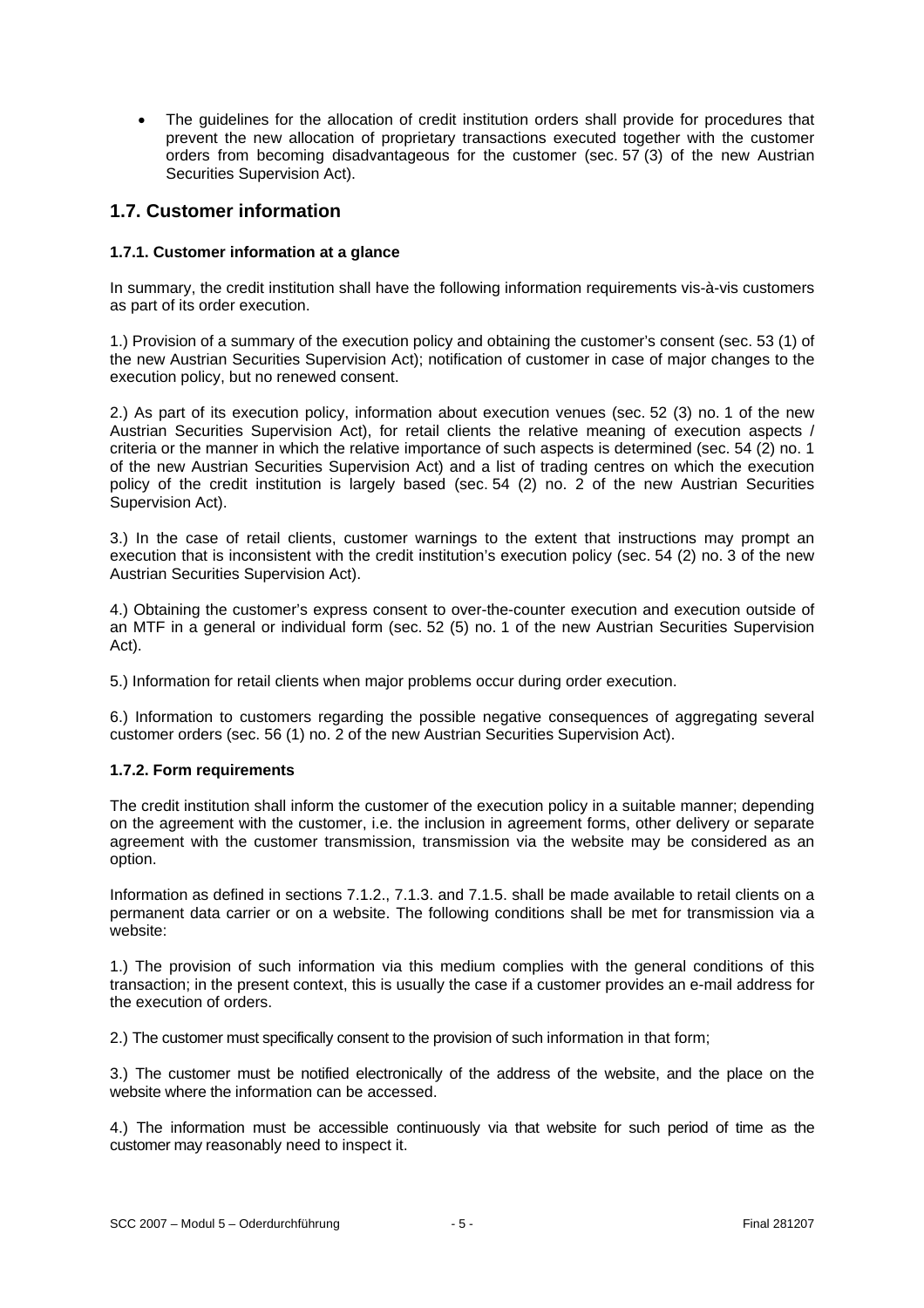- The guidelines for the allocation of credit institution orders shall provide for procedures that prevent the new allocation of proprietary transactions executed together with the customer orders from becoming disadvantageous for the customer (sec. 57 (3) of the new Austrian Securities Supervision Act).

## 1.7. Customer information

### 1.7.1. Customer information at a glance

In summary, the credit institution shall have the following information requirements vis-à-vis customers as part of its order execution.

1.) Provision of a summary of the execution policy and obtaining the customer's consent (sec. 53 (1) of the new Austrian Securities Supervision Act); notification of customer in case of major changes to the execution policy, but no renewed consent.

2.) As part of its execution policy, information about execution venues (sec. 52 (3) no. 1 of the new Austrian Securities Supervision Act), for retail clients the relative meaning of execution aspects / criteria or the manner in which the relative importance of such aspects is determined (sec. 54 (2) no. 1 of the new Austrian Securities Supervision Act) and a list of trading centres on which the execution policy of the credit institution is largely based (sec. 54 (2) no. 2 of the new Austrian Securities Supervision Act).

3.) In the case of retail clients, customer warnings to the extent that instructions may prompt an execution that is inconsistent with the credit institution's execution policy (sec. 54 (2) no. 3 of the new Austrian Securities Supervision Act).

4.) Obtaining the customer's express consent to over-the-counter execution and execution outside of an MTF in a general or individual form (sec. 52 (5) no. 1 of the new Austrian Securities Supervision Act).

5.) Information for retail clients when major problems occur during order execution.

6.) Information to customers regarding the possible negative consequences of aggregating several customer orders (sec. 56 (1) no. 2 of the new Austrian Securities Supervision Act).

### 1.7.2. Form requirements

The credit institution shall inform the customer of the execution policy in a suitable manner; depending on the agreement with the customer, i.e. the inclusion in agreement forms, other delivery or separate agreement with the customer transmission, transmission via the website may be considered as an option.

Information as defined in sections 7.1.2., 7.1.3. and 7.1.5. shall be made available to retail clients on a permanent data carrier or on a website. The following conditions shall be met for transmission via a website:

1.) The provision of such information via this medium complies with the general conditions of this transaction; in the present context, this is usually the case if a customer provides an e-mail address for the execution of orders.

2.) The customer must specifically consent to the provision of such information in that form;

3.) The customer must be notified electronically of the address of the website, and the place on the website where the information can be accessed.

4.) The information must be accessible continuously via that website for such period of time as the customer may reasonably need to inspect it.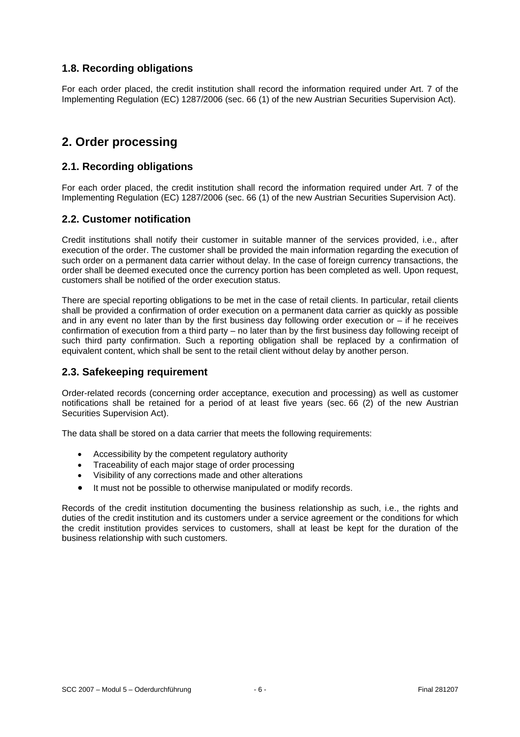## 1.8. Recording obligations

For each order placed, the credit institution shall record the information required under Art. 7 of the Implementing Regulation (EC) 1287/2006 (sec. 66 (1) of the new Austrian Securities Supervision Act).

# 2. Order processing

## 2.1. Recording obligations

For each order placed, the credit institution shall record the information required under Art. 7 of the Implementing Regulation (EC) 1287/2006 (sec. 66 (1) of the new Austrian Securities Supervision Act).

## 2.2. Customer notification

Credit institutions shall notify their customer in suitable manner of the services provided, i.e., after execution of the order. The customer shall be provided the main information regarding the execution of such order on a permanent data carrier without delay. In the case of foreign currency transactions, the order shall be deemed executed once the currency portion has been completed as well. Upon request, customers shall be notified of the order execution status.

There are special reporting obligations to be met in the case of retail clients. In particular, retail clients shall be provided a confirmation of order execution on a permanent data carrier as quickly as possible and in any event no later than by the first business day following order execution or – if he receives confirmation of execution from a third party – no later than by the first business day following receipt of such third party confirmation. Such a reporting obligation shall be replaced by a confirmation of equivalent content, which shall be sent to the retail client without delay by another person.

## 2.3. Safekeeping requirement

Order-related records (concerning order acceptance, execution and processing) as well as customer notifications shall be retained for a period of at least five years (sec. 66 (2) of the new Austrian Securities Supervision Act).

The data shall be stored on a data carrier that meets the following requirements:

- Accessibility by the competent regulatory authority
- Traceability of each major stage of order processing
- Visibility of any corrections made and other alterations
- It must not be possible to otherwise manipulated or modify records.

Records of the credit institution documenting the business relationship as such, i.e., the rights and duties of the credit institution and its customers under a service agreement or the conditions for which the credit institution provides services to customers, shall at least be kept for the duration of the business relationship with such customers.